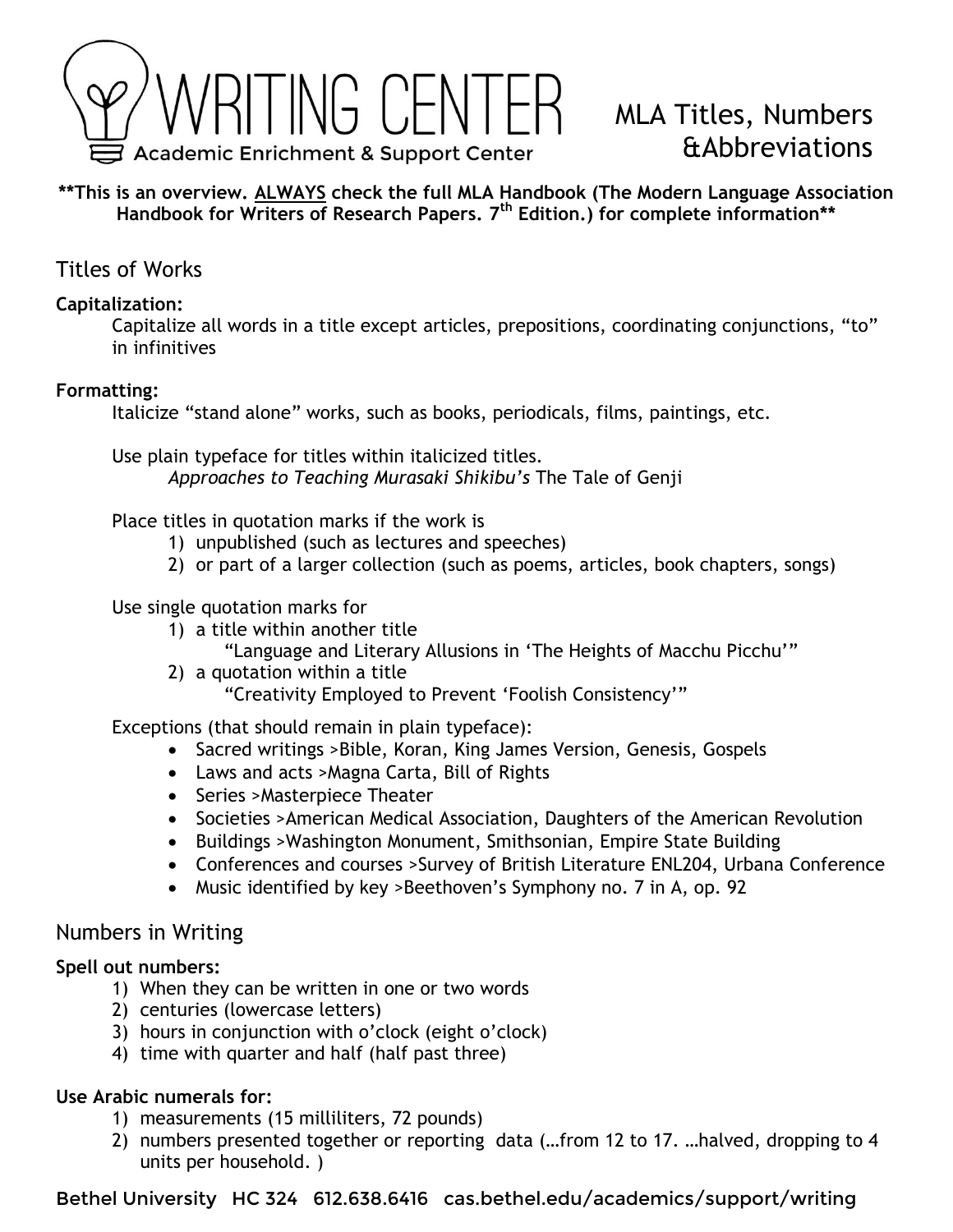# WRITING CENTER

Academic Enrichment & Support Center

## MLA Titles, Numbers &Abbreviations

**\*\*This is an overview. <u>ALWAYS</u> check the full MLA Handbook (The Modern Language Association Handbook for Writers of Research Papers. 7th Edition.) for complete information\*\***

## Titles of Works

**Capitalization:**

Capitalize all words in a title except articles, prepositions, coordinating conjunctions, "to" in infinitives

**Formatting:**

Italicize "stand alone" works, such as books, periodicals, films, paintings, etc.

Use plain typeface for titles within italicized titles.

*Approaches to Teaching Murasaki Shikibu's* The Tale of Genji

Place titles in quotation marks if the work is

1) unpublished (such as lectures and speeches)
2) or part of a larger collection (such as poems, articles, book chapters, songs)

Use single quotation marks for

1) a title within another title
   "Language and Literary Allusions in 'The Heights of Macchu Picchu'"
2) a quotation within a title
   "Creativity Employed to Prevent 'Foolish Consistency'"

Exceptions (that should remain in plain typeface):

- Sacred writings >Bible, Koran, King James Version, Genesis, Gospels
- Laws and acts >Magna Carta, Bill of Rights
- Series >Masterpiece Theater
- Societies >American Medical Association, Daughters of the American Revolution
- Buildings >Washington Monument, Smithsonian, Empire State Building
- Conferences and courses >Survey of British Literature ENL204, Urbana Conference
- Music identified by key >Beethoven's Symphony no. 7 in A, op. 92

## Numbers in Writing

**Spell out numbers:**

1) When they can be written in one or two words
2) centuries (lowercase letters)
3) hours in conjunction with o'clock (eight o'clock)
4) time with quarter and half (half past three)

**Use Arabic numerals for:**

1) measurements (15 milliliters, 72 pounds)
2) numbers presented together or reporting data (…from 12 to 17. …halved, dropping to 4 units per household. )

Bethel University HC 324 612.638.6416 cas.bethel.edu/academics/support/writing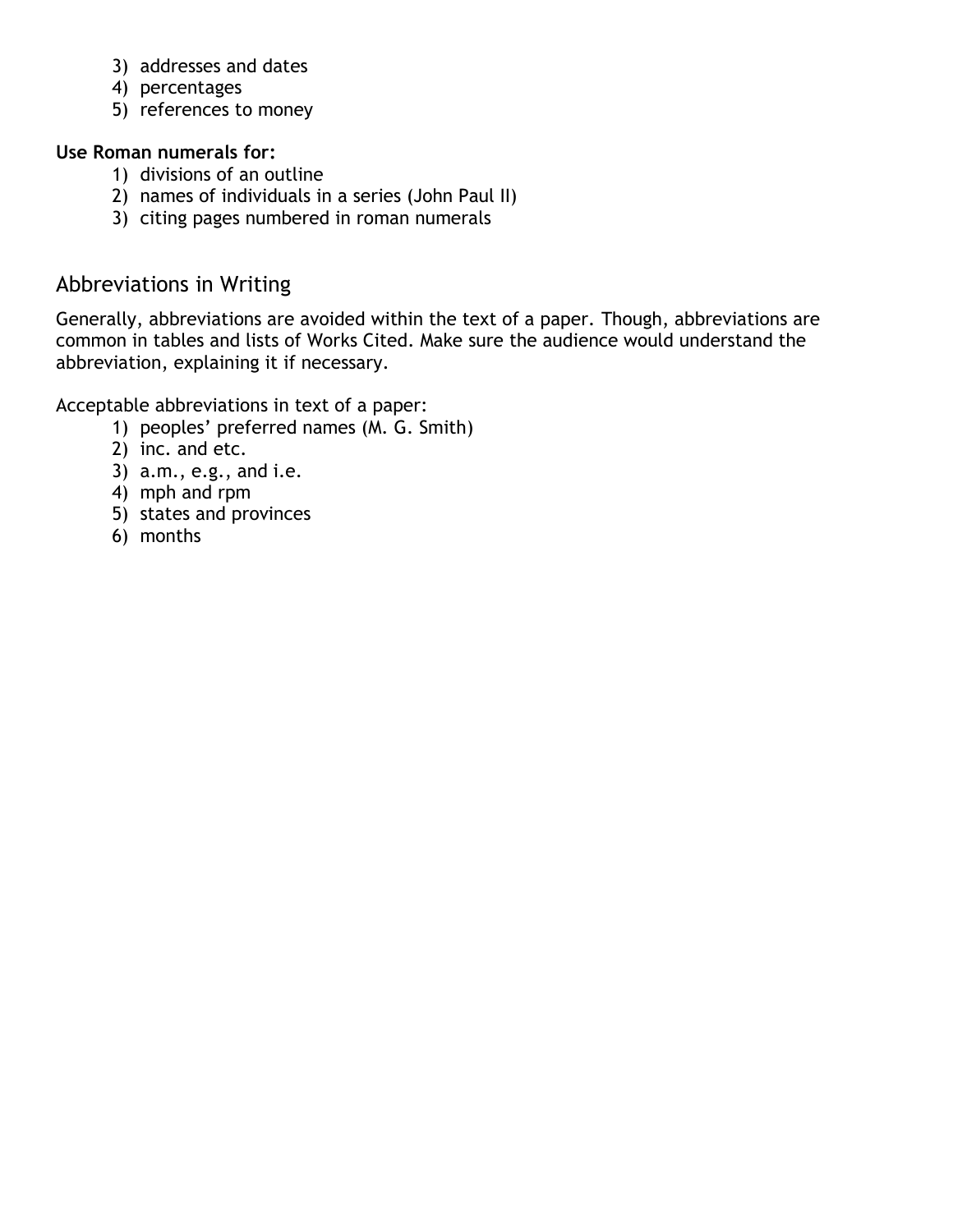3) addresses and dates
4) percentages
5) references to money

**Use Roman numerals for:**

1) divisions of an outline
2) names of individuals in a series (John Paul II)
3) citing pages numbered in roman numerals

## Abbreviations in Writing

Generally, abbreviations are avoided within the text of a paper. Though, abbreviations are common in tables and lists of Works Cited. Make sure the audience would understand the abbreviation, explaining it if necessary.

Acceptable abbreviations in text of a paper:

1) peoples' preferred names (M. G. Smith)
2) inc. and etc.
3) a.m., e.g., and i.e.
4) mph and rpm
5) states and provinces
6) months